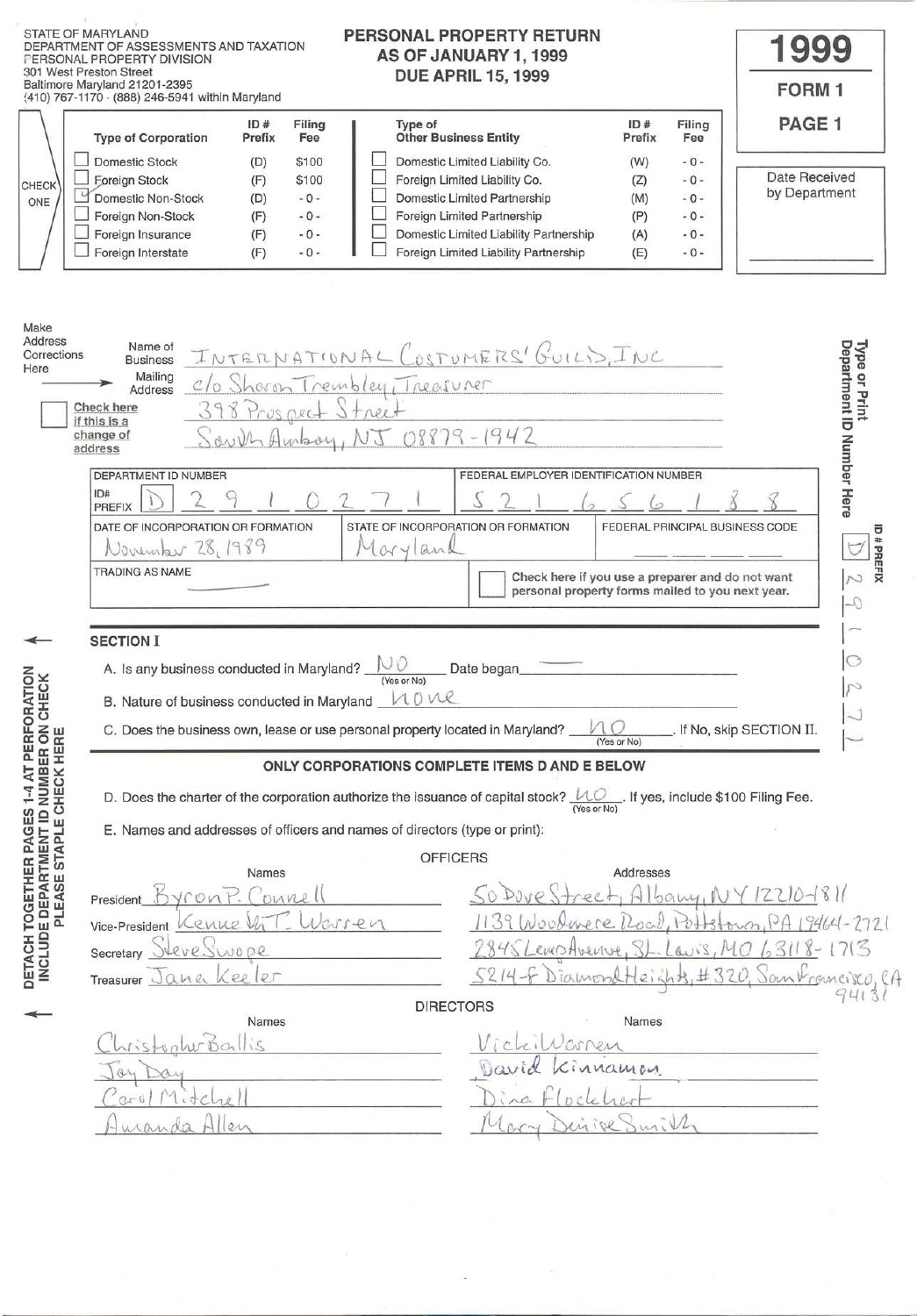STATE OF MARYLAND
DEPARTMENT OF ASSESSMENTS AND TAXATION
PERSONAL PROPERTY DIVISION
301 West Preston Street
Baltimore Maryland 21201-2395
(410) 767-1170 · (888) 246-5941 within Maryland

# PERSONAL PROPERTY RETURN AS OF JANUARY 1, 1999 DUE APRIL 15, 1999

**1999**
**FORM 1**
**PAGE 1**

Date Received by Department

CHECK ONE

| Type of Corporation | ID # Prefix | Filing Fee | Type of Other Business Entity | ID # Prefix | Filing Fee |
|---|---|---|---|---|---|
| ☐ Domestic Stock | (D) | $100 | ☐ Domestic Limited Liability Co. | (W) | -0- |
| ☐ Foreign Stock | (F) | $100 | ☐ Foreign Limited Liability Co. | (Z) | -0- |
| ☑ Domestic Non-Stock | (D) | -0- | ☐ Domestic Limited Partnership | (M) | -0- |
| ☐ Foreign Non-Stock | (F) | -0- | ☐ Foreign Limited Partnership | (P) | -0- |
| ☐ Foreign Insurance | (F) | -0- | ☐ Domestic Limited Liability Partnership | (A) | -0- |
| ☐ Foreign Interstate | (F) | -0- | ☐ Foreign Limited Liability Partnership | (E) | -0- |

Make Address Corrections Here

☐ Check here if this is a change of address

Name of Business: INTERNATIONAL COSTUMERS' GUILD, INC
Mailing Address: c/o Sharon Trembley, Treasurer
398 Prospect Street
South Amboy, NJ 08879-1942

Type or Print Department ID Number Here — ID # PREFIX: D 29102071

| DEPARTMENT ID NUMBER | FEDERAL EMPLOYER IDENTIFICATION NUMBER |
|---|---|
| ID# PREFIX D 2 9 1 0 2 7 1 | 5 2 1 6 5 6 1 8 8 |

| DATE OF INCORPORATION OR FORMATION | STATE OF INCORPORATION OR FORMATION | FEDERAL PRINCIPAL BUSINESS CODE |
|---|---|---|
| November 28, 1989 | Maryland | |

TRADING AS NAME: ———

☐ Check here if you use a preparer and do not want personal property forms mailed to you next year.

## SECTION I

A. Is any business conducted in Maryland? NO (Yes or No) Date began ———

B. Nature of business conducted in Maryland none

C. Does the business own, lease or use personal property located in Maryland? NO (Yes or No). If No, skip SECTION II.

**ONLY CORPORATIONS COMPLETE ITEMS D AND E BELOW**

D. Does the charter of the corporation authorize the issuance of capital stock? NO (Yes or No). If yes, include $100 Filing Fee.

E. Names and addresses of officers and names of directors (type or print):

### OFFICERS

| | Names | Addresses |
|---|---|---|
| President | Byron P. Connell | 50 Dove Street, Albany, NY 12210-1811 |
| Vice-President | Kenne VIT. Warren | 1139 Woodmere Road, Pottstown, PA 19464-2721 |
| Secretary | Steve Swope | 2845 Lemp Avenue, St. Louis, MO 63118-1713 |
| Treasurer | Jana Keeler | 5214-F Diamond Heights, #320, San Francisco, CA 94131 |

### DIRECTORS

| Names | Names |
|---|---|
| Christopher Ballis | Vicki Warren |
| Jay Day | David Kinnamon |
| Carol Mitchell | Dina Flockhart |
| Amanda Allen | Mary Denise Smith |

DETACH TOGETHER PAGES 1-4 AT PERFORATION
INCLUDE DEPARTMENT ID NUMBER ON CHECK
PLEASE STAPLE CHECK HERE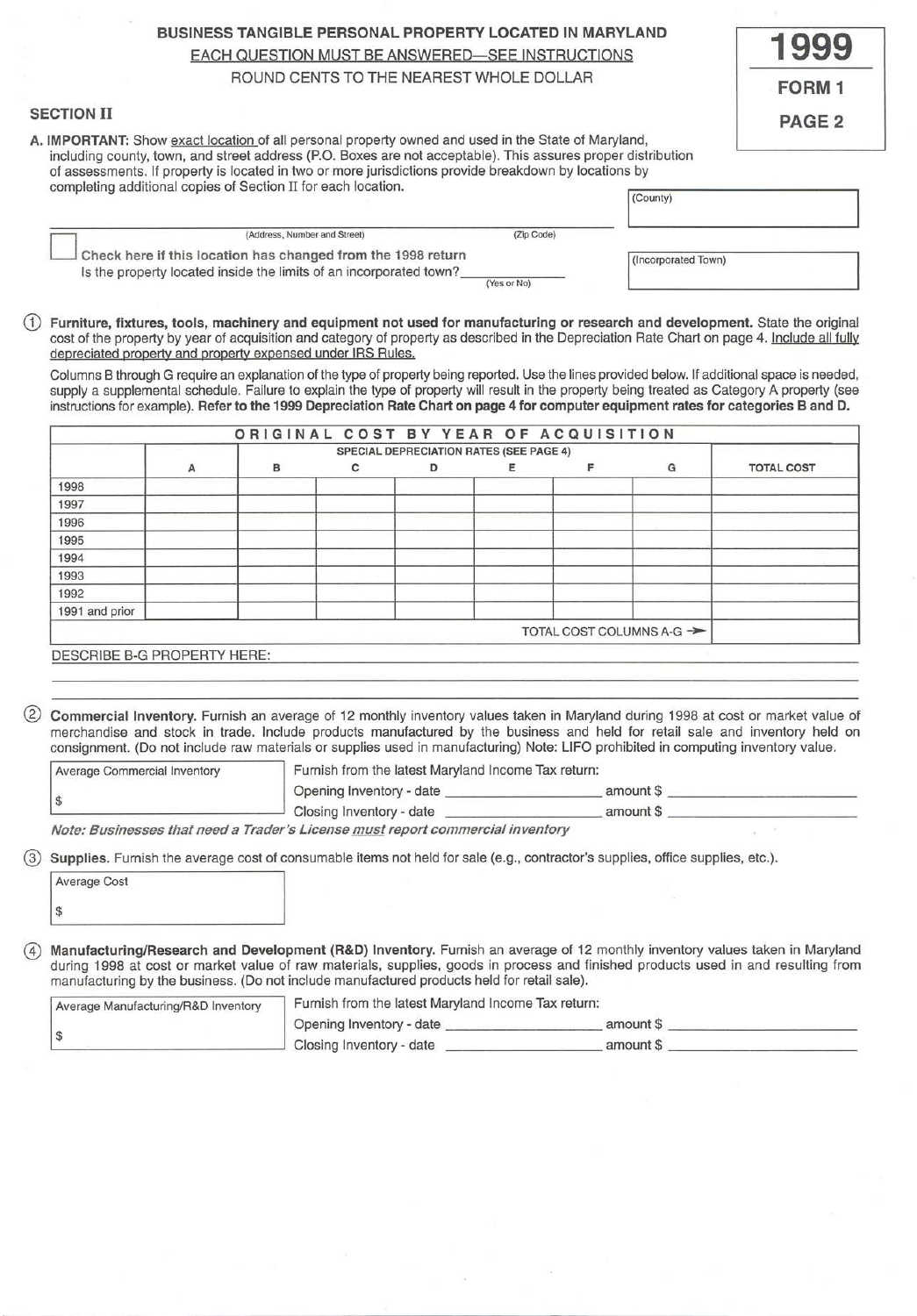# BUSINESS TANGIBLE PERSONAL PROPERTY LOCATED IN MARYLAND

EACH QUESTION MUST BE ANSWERED—SEE INSTRUCTIONS

ROUND CENTS TO THE NEAREST WHOLE DOLLAR

**1999**

**FORM 1**

**PAGE 2**

## SECTION II

A. **IMPORTANT:** Show exact location of all personal property owned and used in the State of Maryland, including county, town, and street address (P.O. Boxes are not acceptable). This assures proper distribution of assessments. If property is located in two or more jurisdictions provide breakdown by locations by completing additional copies of Section II for each location.

(County) ______________________

______________________ (Address, Number and Street) ______________________ (Zip Code)

☐ **Check here if this location has changed from the 1998 return**

Is the property located inside the limits of an incorporated town? ____________ (Yes or No)

(Incorporated Town) ______________________

① **Furniture, fixtures, tools, machinery and equipment not used for manufacturing or research and development.** State the original cost of the property by year of acquisition and category of property as described in the Depreciation Rate Chart on page 4. Include all fully depreciated property and property expensed under IRS Rules.

Columns B through G require an explanation of the type of property being reported. Use the lines provided below. If additional space is needed, supply a supplemental schedule. Failure to explain the type of property will result in the property being treated as Category A property (see instructions for example). **Refer to the 1999 Depreciation Rate Chart on page 4 for computer equipment rates for categories B and D.**

| ORIGINAL COST BY YEAR OF ACQUISITION | | | | | | | | |
|---|---|---|---|---|---|---|---|---|
| | | SPECIAL DEPRECIATION RATES (SEE PAGE 4) | | | | | | |
| | A | B | C | D | E | F | G | TOTAL COST |
| 1998 | | | | | | | | |
| 1997 | | | | | | | | |
| 1996 | | | | | | | | |
| 1995 | | | | | | | | |
| 1994 | | | | | | | | |
| 1993 | | | | | | | | |
| 1992 | | | | | | | | |
| 1991 and prior | | | | | | | | |
| | | | | | | | TOTAL COST COLUMNS A-G → | |

DESCRIBE B-G PROPERTY HERE: ______________________

② **Commercial Inventory.** Furnish an average of 12 monthly inventory values taken in Maryland during 1998 at cost or market value of merchandise and stock in trade. Include products manufactured by the business and held for retail sale and inventory held on consignment. (Do not include raw materials or supplies used in manufacturing) Note: LIFO prohibited in computing inventory value.

Average Commercial Inventory

$ ______________________

Furnish from the latest Maryland Income Tax return:

Opening Inventory - date ______________________ amount $ ______________________

Closing Inventory - date ______________________ amount $ ______________________

*Note: Businesses that need a Trader's License must report commercial inventory*

③ **Supplies.** Furnish the average cost of consumable items not held for sale (e.g., contractor's supplies, office supplies, etc.).

Average Cost

$ ______________________

④ **Manufacturing/Research and Development (R&D) Inventory.** Furnish an average of 12 monthly inventory values taken in Maryland during 1998 at cost or market value of raw materials, supplies, goods in process and finished products used in and resulting from manufacturing by the business. (Do not include manufactured products held for retail sale).

Average Manufacturing/R&D Inventory

$ ______________________

Furnish from the latest Maryland Income Tax return:

Opening Inventory - date ______________________ amount $ ______________________

Closing Inventory - date ______________________ amount $ ______________________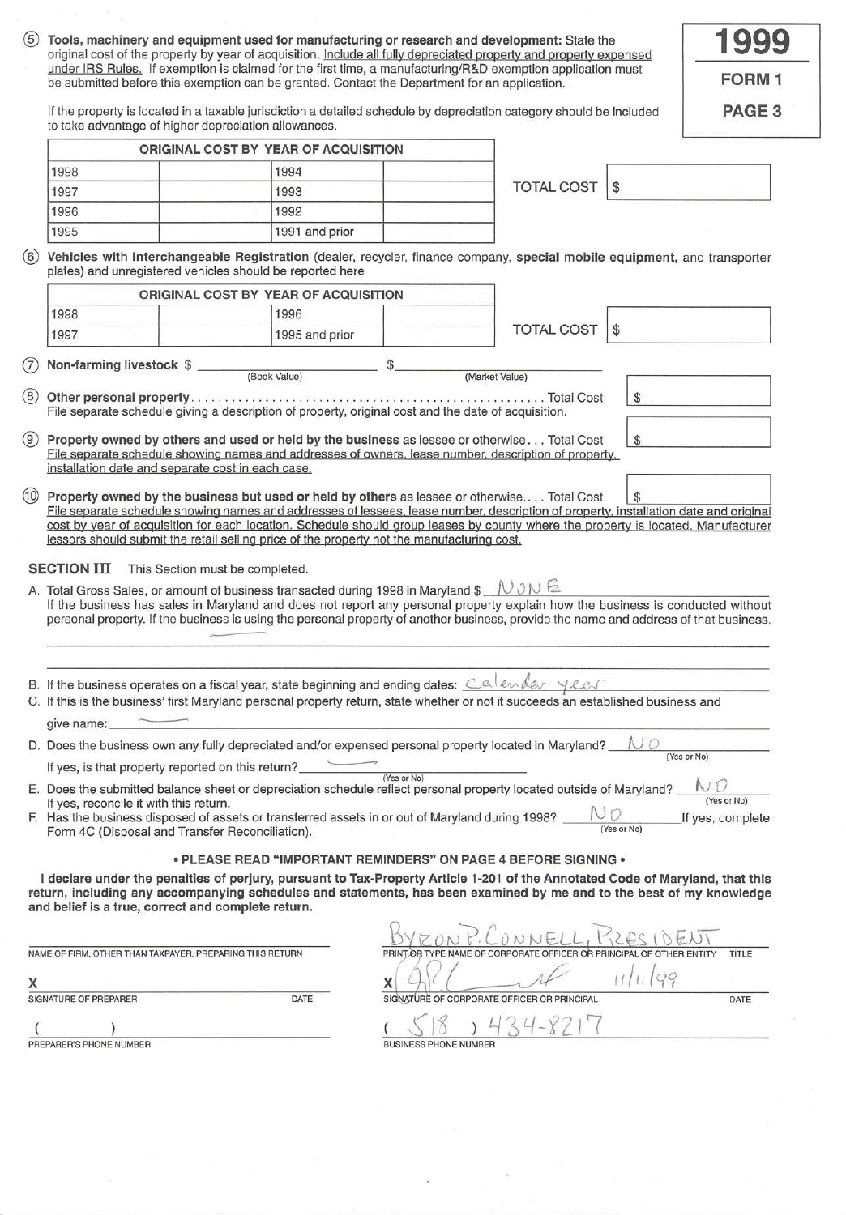**1999**
**FORM 1**
**PAGE 3**

⑤ **Tools, machinery and equipment used for manufacturing or research and development:** State the original cost of the property by year of acquisition. Include all fully depreciated property and property expensed under IRS Rules. If exemption is claimed for the first time, a manufacturing/R&D exemption application must be submitted before this exemption can be granted. Contact the Department for an application.

If the property is located in a taxable jurisdiction a detailed schedule by depreciation category should be included to take advantage of higher depreciation allowances.

| ORIGINAL COST BY YEAR OF ACQUISITION | | | |
|---|---|---|---|
| 1998 | | 1994 | |
| 1997 | | 1993 | |
| 1996 | | 1992 | |
| 1995 | | 1991 and prior | |

TOTAL COST $

⑥ **Vehicles with Interchangeable Registration** (dealer, recycler, finance company, **special mobile equipment,** and transporter plates) and unregistered vehicles should be reported here

| ORIGINAL COST BY YEAR OF ACQUISITION | | | |
|---|---|---|---|
| 1998 | | 1996 | |
| 1997 | | 1995 and prior | |

TOTAL COST $

⑦ **Non-farming livestock** $ __________ (Book Value) $ __________ (Market Value)

⑧ **Other personal property** .................................................... Total Cost $
File separate schedule giving a description of property, original cost and the date of acquisition.

⑨ **Property owned by others and used or held by the business** as lessee or otherwise . . . Total Cost $
File separate schedule showing names and addresses of owners, lease number, description of property, installation date and separate cost in each case.

⑩ **Property owned by the business but used or held by others** as lessee or otherwise. . . . Total Cost $
File separate schedule showing names and addresses of lessees, lease number, description of property, installation date and original cost by year of acquisition for each location. Schedule should group leases by county where the property is located. Manufacturer lessors should submit the retail selling price of the property not the manufacturing cost.

**SECTION III** This Section must be completed.

A. Total Gross Sales, or amount of business transacted during 1998 in Maryland $ NONE
If the business has sales in Maryland and does not report any personal property explain how the business is conducted without personal property. If the business is using the personal property of another business, provide the name and address of that business.

B. If the business operates on a fiscal year, state beginning and ending dates: Calender year

C. If this is the business' first Maryland personal property return, state whether or not it succeeds an established business and give name: ——

D. Does the business own any fully depreciated and/or expensed personal property located in Maryland? NO (Yes or No)
If yes, is that property reported on this return? —— (Yes or No)

E. Does the submitted balance sheet or depreciation schedule reflect personal property located outside of Maryland? NO (Yes or No)
If yes, reconcile it with this return.

F. Has the business disposed of assets or transferred assets in or out of Maryland during 1998? NO (Yes or No) If yes, complete Form 4C (Disposal and Transfer Reconciliation).

**• PLEASE READ "IMPORTANT REMINDERS" ON PAGE 4 BEFORE SIGNING •**

**I declare under the penalties of perjury, pursuant to Tax-Property Article 1-201 of the Annotated Code of Maryland, that this return, including any accompanying schedules and statements, has been examined by me and to the best of my knowledge and belief is a true, correct and complete return.**

NAME OF FIRM, OTHER THAN TAXPAYER, PREPARING THIS RETURN

X
SIGNATURE OF PREPARER DATE

( )
PREPARER'S PHONE NUMBER

BYRON P. CONNELL, PRESIDENT
PRINT OR TYPE NAME OF CORPORATE OFFICER OR PRINCIPAL OF OTHER ENTITY TITLE

X [signature] 11/11/99
SIGNATURE OF CORPORATE OFFICER OR PRINCIPAL DATE

(518) 434-8217
BUSINESS PHONE NUMBER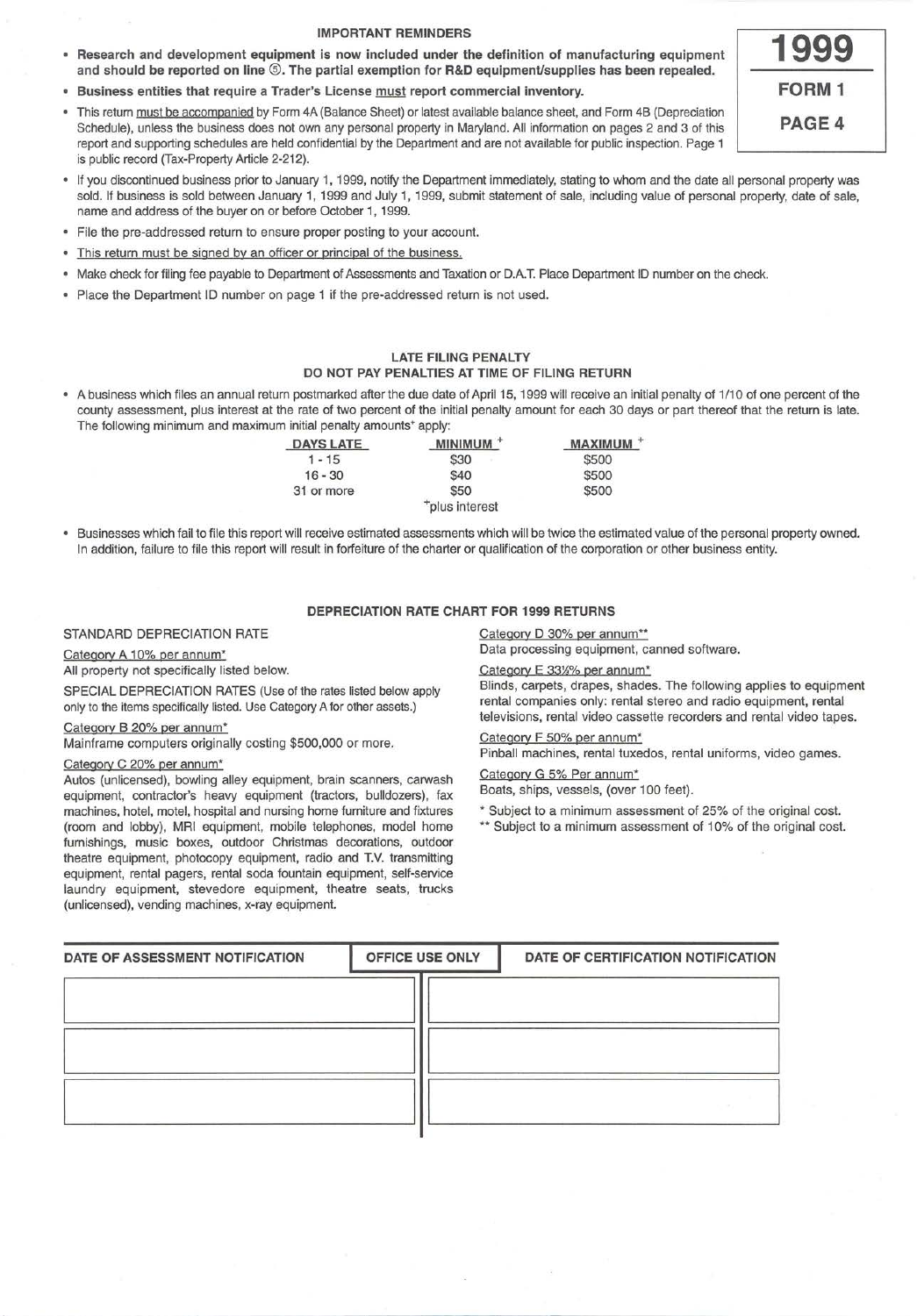# 1999

**FORM 1**

**PAGE 4**

## IMPORTANT REMINDERS

- **Research and development equipment is now included under the definition of manufacturing equipment and should be reported on line ⑤. The partial exemption for R&D equipment/supplies has been repealed.**
- **Business entities that require a Trader's License must report commercial inventory.**
- This return must be accompanied by Form 4A (Balance Sheet) or latest available balance sheet, and Form 4B (Depreciation Schedule), unless the business does not own any personal property in Maryland. All information on pages 2 and 3 of this report and supporting schedules are held confidential by the Department and are not available for public inspection. Page 1 is public record (Tax-Property Article 2-212).
- If you discontinued business prior to January 1, 1999, notify the Department immediately, stating to whom and the date all personal property was sold. If business is sold between January 1, 1999 and July 1, 1999, submit statement of sale, including value of personal property, date of sale, name and address of the buyer on or before October 1, 1999.
- File the pre-addressed return to ensure proper posting to your account.
- This return must be signed by an officer or principal of the business.
- Make check for filing fee payable to Department of Assessments and Taxation or D.A.T. Place Department ID number on the check.
- Place the Department ID number on page 1 if the pre-addressed return is not used.

## LATE FILING PENALTY
### DO NOT PAY PENALTIES AT TIME OF FILING RETURN

- A business which files an annual return postmarked after the due date of April 15, 1999 will receive an initial penalty of 1/10 of one percent of the county assessment, plus interest at the rate of two percent of the initial penalty amount for each 30 days or part thereof that the return is late. The following minimum and maximum initial penalty amounts⁺ apply:

| DAYS LATE | MINIMUM ⁺ | MAXIMUM ⁺ |
|---|---|---|
| 1 - 15 | $30 | $500 |
| 16 - 30 | $40 | $500 |
| 31 or more | $50 | $500 |

⁺plus interest

- Businesses which fail to file this report will receive estimated assessments which will be twice the estimated value of the personal property owned. In addition, failure to file this report will result in forfeiture of the charter or qualification of the corporation or other business entity.

## DEPRECIATION RATE CHART FOR 1999 RETURNS

STANDARD DEPRECIATION RATE

Category A 10% per annum*
All property not specifically listed below.

SPECIAL DEPRECIATION RATES (Use of the rates listed below apply only to the items specifically listed. Use Category A for other assets.)

Category B 20% per annum*
Mainframe computers originally costing $500,000 or more.

Category C 20% per annum*
Autos (unlicensed), bowling alley equipment, brain scanners, carwash equipment, contractor's heavy equipment (tractors, bulldozers), fax machines, hotel, motel, hospital and nursing home furniture and fixtures (room and lobby), MRI equipment, mobile telephones, model home furnishings, music boxes, outdoor Christmas decorations, outdoor theatre equipment, photocopy equipment, radio and T.V. transmitting equipment, rental pagers, rental soda fountain equipment, self-service laundry equipment, stevedore equipment, theatre seats, trucks (unlicensed), vending machines, x-ray equipment.

Category D 30% per annum**
Data processing equipment, canned software.

Category E 33⅓% per annum*
Blinds, carpets, drapes, shades. The following applies to equipment rental companies only: rental stereo and radio equipment, rental televisions, rental video cassette recorders and rental video tapes.

Category F 50% per annum*
Pinball machines, rental tuxedos, rental uniforms, video games.

Category G 5% Per annum*
Boats, ships, vessels, (over 100 feet).

\* Subject to a minimum assessment of 25% of the original cost.
\** Subject to a minimum assessment of 10% of the original cost.

| DATE OF ASSESSMENT NOTIFICATION | OFFICE USE ONLY | DATE OF CERTIFICATION NOTIFICATION |
|---|---|---|
| | | |
| | | |
| | | |